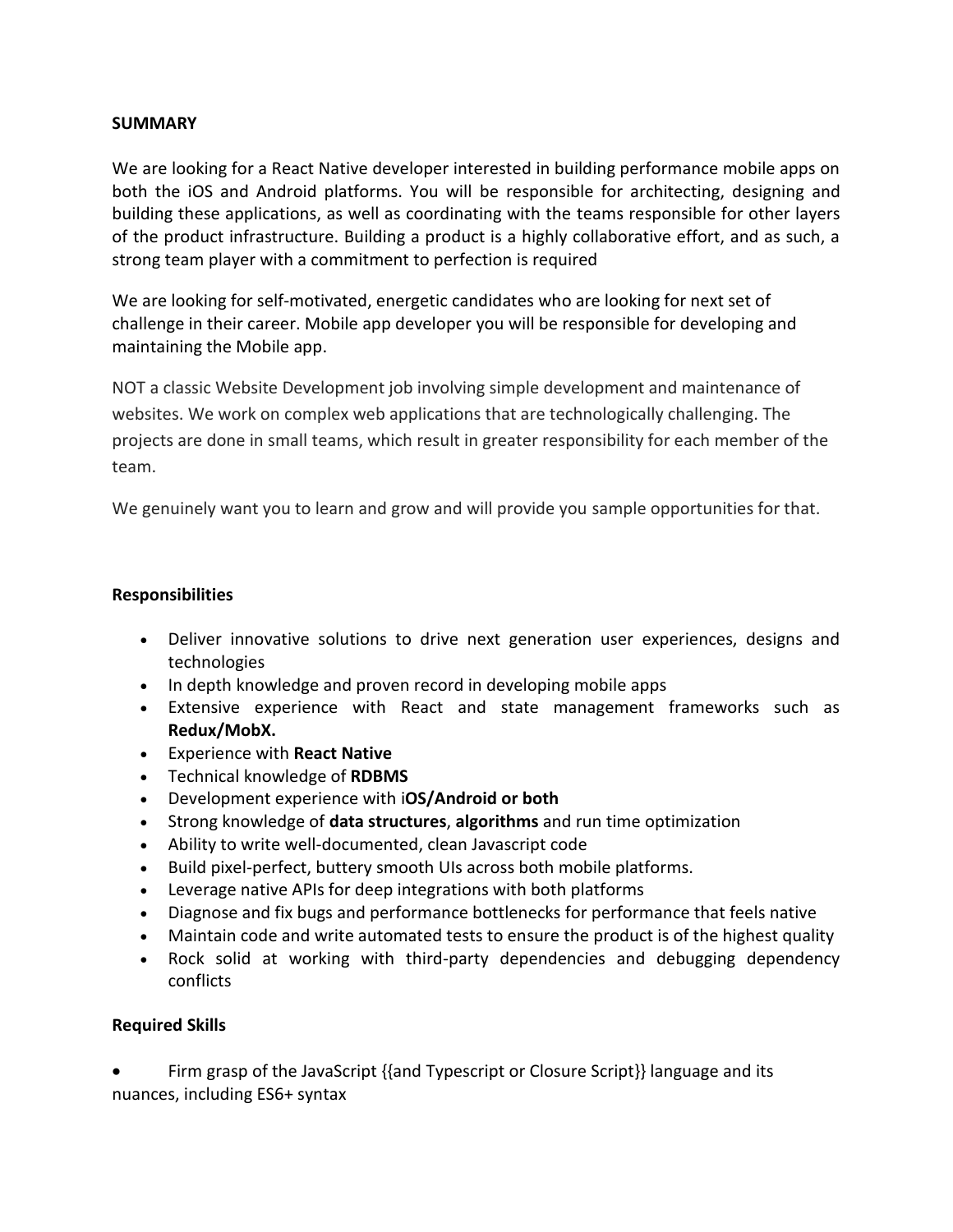**SUMMARY**

We are looking for a React Native developer interested in building performance mobile apps on both the iOS and Android platforms. You will be responsible for architecting, designing and building these applications, as well as coordinating with the teams responsible for other layers of the product infrastructure. Building a product is a highly collaborative effort, and as such, a strong team player with a commitment to perfection is required

We are looking for self-motivated, energetic candidates who are looking for next set of challenge in their career. Mobile app developer you will be responsible for developing and maintaining the Mobile app.

NOT a classic Website Development job involving simple development and maintenance of websites. We work on complex web applications that are technologically challenging. The projects are done in small teams, which result in greater responsibility for each member of the team.

We genuinely want you to learn and grow and will provide you sample opportunities for that.

**Responsibilities**

- Deliver innovative solutions to drive next generation user experiences, designs and technologies
- In depth knowledge and proven record in developing mobile apps
- Extensive experience with React and state management frameworks such as **Redux/MobX.**
- Experience with **React Native**
- Technical knowledge of **RDBMS**
- Development experience with i**OS/Android or both**
- Strong knowledge of **data structures**, **algorithms** and run time optimization
- Ability to write well-documented, clean Javascript code
- Build pixel-perfect, buttery smooth UIs across both mobile platforms.
- Leverage native APIs for deep integrations with both platforms
- Diagnose and fix bugs and performance bottlenecks for performance that feels native
- Maintain code and write automated tests to ensure the product is of the highest quality
- Rock solid at working with third-party dependencies and debugging dependency conflicts

**Required Skills**

- Firm grasp of the JavaScript {{and Typescript or Closure Script}} language and its nuances, including ES6+ syntax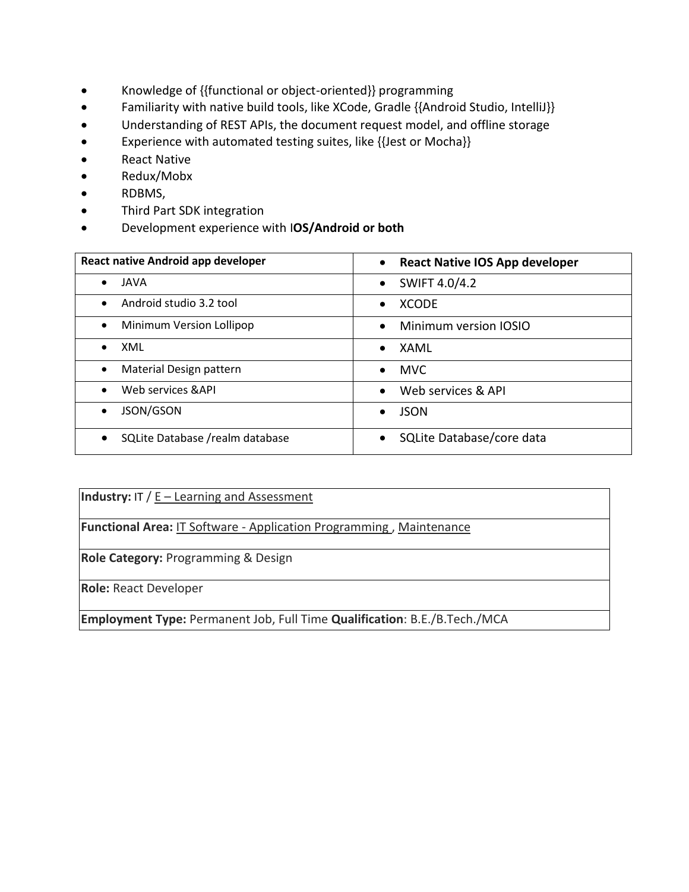- Knowledge of {{functional or object-oriented}} programming
- Familiarity with native build tools, like XCode, Gradle {{Android Studio, IntelliJ}}
- Understanding of REST APIs, the document request model, and offline storage
- Experience with automated testing suites, like {{Jest or Mocha}}
- React Native
- Redux/Mobx
- RDBMS,
- Third Part SDK integration
- Development experience with I**OS/Android or both**

| **React native Android app developer** | • **React Native IOS App developer** |
|---|---|
| • JAVA | • SWIFT 4.0/4.2 |
| • Android studio 3.2 tool | • XCODE |
| • Minimum Version Lollipop | • Minimum version IOSIO |
| • XML | • XAML |
| • Material Design pattern | • MVC |
| • Web services &API | • Web services & API |
| • JSON/GSON | • JSON |
| • SQLite Database /realm database | • SQLite Database/core data |

**Industry:** IT / E – Learning and Assessment

**Functional Area:** IT Software - Application Programming , Maintenance

**Role Category:** Programming & Design

**Role:** React Developer

**Employment Type:** Permanent Job, Full Time **Qualification**: B.E./B.Tech./MCA